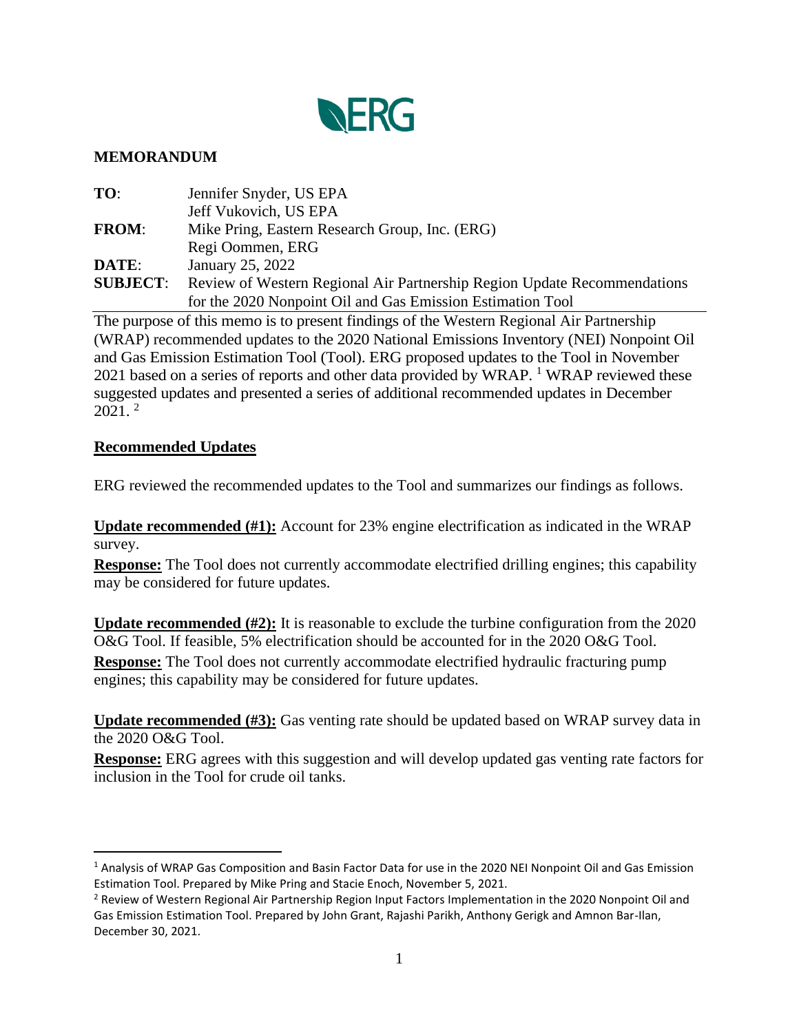ERG

**MEMORANDUM**

| | |
|---|---|
| **TO**: | Jennifer Snyder, US EPA |
| | Jeff Vukovich, US EPA |
| **FROM**: | Mike Pring, Eastern Research Group, Inc. (ERG) |
| | Regi Oommen, ERG |
| **DATE**: | January 25, 2022 |
| **SUBJECT**: | Review of Western Regional Air Partnership Region Update Recommendations for the 2020 Nonpoint Oil and Gas Emission Estimation Tool |

The purpose of this memo is to present findings of the Western Regional Air Partnership (WRAP) recommended updates to the 2020 National Emissions Inventory (NEI) Nonpoint Oil and Gas Emission Estimation Tool (Tool). ERG proposed updates to the Tool in November 2021 based on a series of reports and other data provided by WRAP. [1] WRAP reviewed these suggested updates and presented a series of additional recommended updates in December 2021. [2]

## Recommended Updates

ERG reviewed the recommended updates to the Tool and summarizes our findings as follows.

**Update recommended (#1):** Account for 23% engine electrification as indicated in the WRAP survey.
**Response:** The Tool does not currently accommodate electrified drilling engines; this capability may be considered for future updates.

**Update recommended (#2):** It is reasonable to exclude the turbine configuration from the 2020 O&G Tool. If feasible, 5% electrification should be accounted for in the 2020 O&G Tool.
**Response:** The Tool does not currently accommodate electrified hydraulic fracturing pump engines; this capability may be considered for future updates.

**Update recommended (#3):** Gas venting rate should be updated based on WRAP survey data in the 2020 O&G Tool.
**Response:** ERG agrees with this suggestion and will develop updated gas venting rate factors for inclusion in the Tool for crude oil tanks.

---

[1] Analysis of WRAP Gas Composition and Basin Factor Data for use in the 2020 NEI Nonpoint Oil and Gas Emission Estimation Tool. Prepared by Mike Pring and Stacie Enoch, November 5, 2021.

[2] Review of Western Regional Air Partnership Region Input Factors Implementation in the 2020 Nonpoint Oil and Gas Emission Estimation Tool. Prepared by John Grant, Rajashi Parikh, Anthony Gerigk and Amnon Bar-Ilan, December 30, 2021.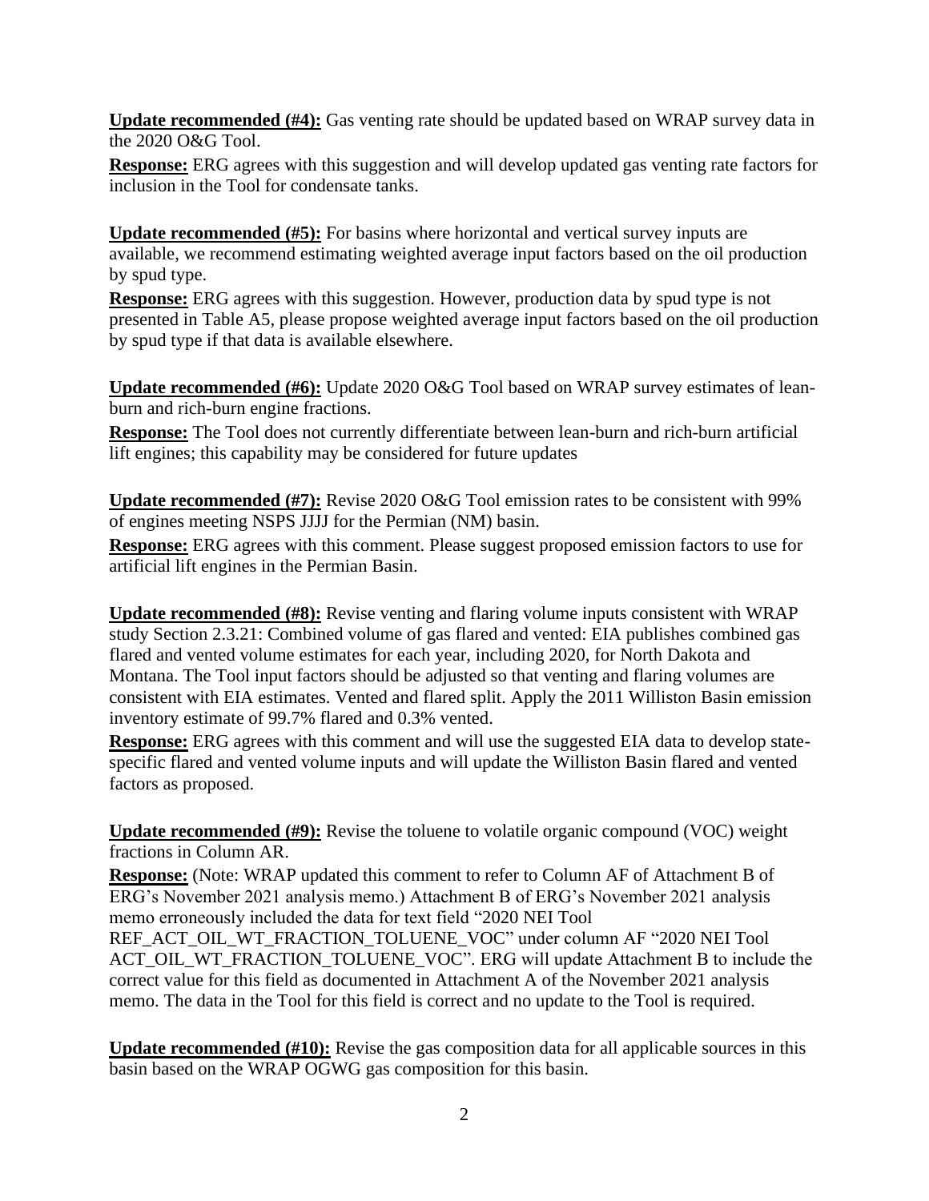**Update recommended (#4):** Gas venting rate should be updated based on WRAP survey data in the 2020 O&G Tool.

**Response:** ERG agrees with this suggestion and will develop updated gas venting rate factors for inclusion in the Tool for condensate tanks.

**Update recommended (#5):** For basins where horizontal and vertical survey inputs are available, we recommend estimating weighted average input factors based on the oil production by spud type.

**Response:** ERG agrees with this suggestion. However, production data by spud type is not presented in Table A5, please propose weighted average input factors based on the oil production by spud type if that data is available elsewhere.

**Update recommended (#6):** Update 2020 O&G Tool based on WRAP survey estimates of lean-burn and rich-burn engine fractions.

**Response:** The Tool does not currently differentiate between lean-burn and rich-burn artificial lift engines; this capability may be considered for future updates

**Update recommended (#7):** Revise 2020 O&G Tool emission rates to be consistent with 99% of engines meeting NSPS JJJJ for the Permian (NM) basin.

**Response:** ERG agrees with this comment. Please suggest proposed emission factors to use for artificial lift engines in the Permian Basin.

**Update recommended (#8):** Revise venting and flaring volume inputs consistent with WRAP study Section 2.3.21: Combined volume of gas flared and vented: EIA publishes combined gas flared and vented volume estimates for each year, including 2020, for North Dakota and Montana. The Tool input factors should be adjusted so that venting and flaring volumes are consistent with EIA estimates. Vented and flared split. Apply the 2011 Williston Basin emission inventory estimate of 99.7% flared and 0.3% vented.

**Response:** ERG agrees with this comment and will use the suggested EIA data to develop state-specific flared and vented volume inputs and will update the Williston Basin flared and vented factors as proposed.

**Update recommended (#9):** Revise the toluene to volatile organic compound (VOC) weight fractions in Column AR.

**Response:** (Note: WRAP updated this comment to refer to Column AF of Attachment B of ERG's November 2021 analysis memo.) Attachment B of ERG's November 2021 analysis memo erroneously included the data for text field "2020 NEI Tool REF_ACT_OIL_WT_FRACTION_TOLUENE_VOC" under column AF "2020 NEI Tool ACT_OIL_WT_FRACTION_TOLUENE_VOC". ERG will update Attachment B to include the correct value for this field as documented in Attachment A of the November 2021 analysis memo. The data in the Tool for this field is correct and no update to the Tool is required.

**Update recommended (#10):** Revise the gas composition data for all applicable sources in this basin based on the WRAP OGWG gas composition for this basin.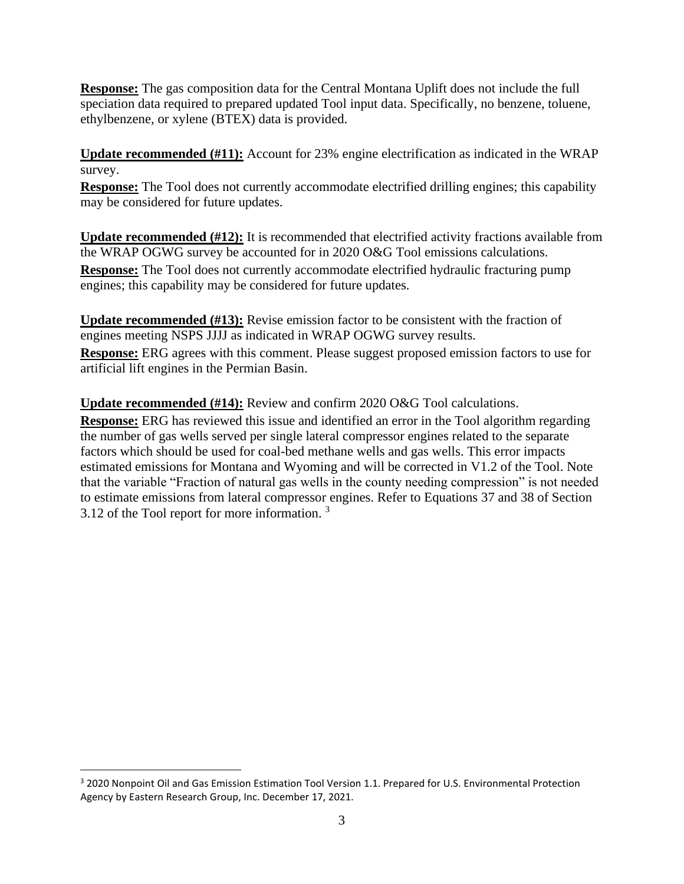**Response:** The gas composition data for the Central Montana Uplift does not include the full speciation data required to prepared updated Tool input data. Specifically, no benzene, toluene, ethylbenzene, or xylene (BTEX) data is provided.

**Update recommended (#11):** Account for 23% engine electrification as indicated in the WRAP survey.

**Response:** The Tool does not currently accommodate electrified drilling engines; this capability may be considered for future updates.

**Update recommended (#12):** It is recommended that electrified activity fractions available from the WRAP OGWG survey be accounted for in 2020 O&G Tool emissions calculations.

**Response:** The Tool does not currently accommodate electrified hydraulic fracturing pump engines; this capability may be considered for future updates.

**Update recommended (#13):** Revise emission factor to be consistent with the fraction of engines meeting NSPS JJJJ as indicated in WRAP OGWG survey results.

**Response:** ERG agrees with this comment. Please suggest proposed emission factors to use for artificial lift engines in the Permian Basin.

**Update recommended (#14):** Review and confirm 2020 O&G Tool calculations.

**Response:** ERG has reviewed this issue and identified an error in the Tool algorithm regarding the number of gas wells served per single lateral compressor engines related to the separate factors which should be used for coal-bed methane wells and gas wells. This error impacts estimated emissions for Montana and Wyoming and will be corrected in V1.2 of the Tool. Note that the variable "Fraction of natural gas wells in the county needing compression" is not needed to estimate emissions from lateral compressor engines. Refer to Equations 37 and 38 of Section 3.12 of the Tool report for more information. [3]

---

[3] 2020 Nonpoint Oil and Gas Emission Estimation Tool Version 1.1. Prepared for U.S. Environmental Protection Agency by Eastern Research Group, Inc. December 17, 2021.